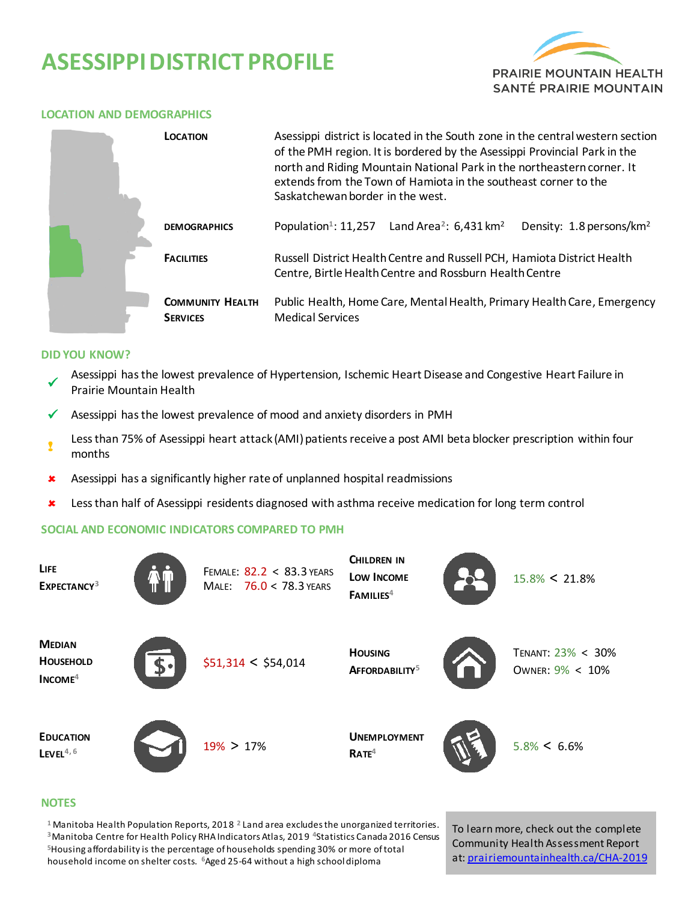# ASESSIPPI DISTRICT PROFILE

PRAIRIE MOUNTAIN HEALTH
SANTÉ PRAIRIE MOUNTAIN

## LOCATION AND DEMOGRAPHICS

**LOCATION**

Asessippi district is located in the South zone in the central western section of the PMH region. It is bordered by the Asessippi Provincial Park in the north and Riding Mountain National Park in the northeastern corner. It extends from the Town of Hamiota in the southeast corner to the Saskatchewan border in the west.

**DEMOGRAPHICS**

Population[1]: 11,257 Land Area[2]: 6,431 km$^2$ Density: 1.8 persons/km$^2$

**FACILITIES**

Russell District Health Centre and Russell PCH, Hamiota District Health Centre, Birtle Health Centre and Rossburn Health Centre

**COMMUNITY HEALTH SERVICES**

Public Health, Home Care, Mental Health, Primary Health Care, Emergency Medical Services

## DID YOU KNOW?

- ✔ Asessippi has the lowest prevalence of Hypertension, Ischemic Heart Disease and Congestive Heart Failure in Prairie Mountain Health
- ✔ Asessippi has the lowest prevalence of mood and anxiety disorders in PMH
- ! Less than 75% of Asessippi heart attack (AMI) patients receive a post AMI beta blocker prescription within four months
- ✘ Asessippi has a significantly higher rate of unplanned hospital readmissions
- ✘ Less than half of Asessippi residents diagnosed with asthma receive medication for long term control

## SOCIAL AND ECONOMIC INDICATORS COMPARED TO PMH

| Indicator | Value | Indicator | Value |
|---|---|---|---|
| Life Expectancy[3] | Female: 82.2 < 83.3 years<br>Male: 76.0 < 78.3 years | Children in Low Income Families[4] | 15.8% < 21.8% |
| Median Household Income[4] | $51,314 < $54,014 | Housing Affordability[5] | Tenant: 23% < 30%<br>Owner: 9% < 10% |
| Education Level[4, 6] | 19% > 17% | Unemployment Rate[4] | 5.8% < 6.6% |

## NOTES

[1] Manitoba Health Population Reports, 2018 [2] Land area excludes the unorganized territories.
[3] Manitoba Centre for Health Policy RHA Indicators Atlas, 2019 [4] Statistics Canada 2016 Census
[5] Housing affordability is the percentage of households spending 30% or more of total household income on shelter costs. [6] Aged 25-64 without a high school diploma

To learn more, check out the complete Community Health Assessment Report at: prairiemountainhealth.ca/CHA-2019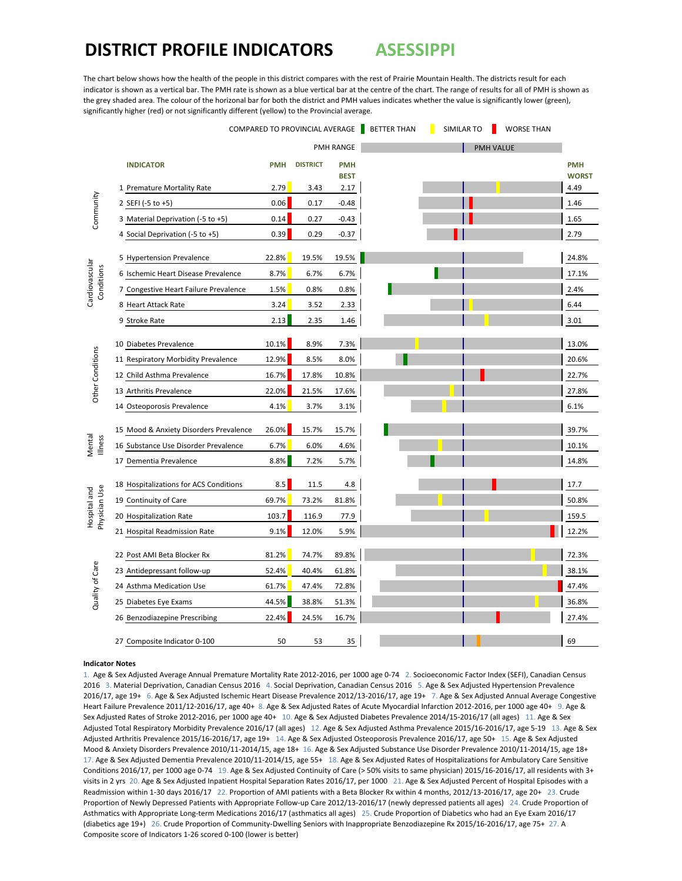# DISTRICT PROFILE INDICATORS ASESSIPPI

The chart below shows how the health of the people in this district compares with the rest of Prairie Mountain Health. The districts result for each indicator is shown as a vertical bar. The PMH rate is shown as a blue vertical bar at the centre of the chart. The range of results for all of PMH is shown as the grey shaded area. The colour of the horizonal bar for both the district and PMH values indicates whether the value is significantly lower (green), significantly higher (red) or not significantly different (yellow) to the Provincial average.

COMPARED TO PROVINCIAL AVERAGE: BETTER THAN | SIMILAR TO | WORSE THAN

PMH RANGE

PMH VALUE

| | | INDICATOR | PMH | DISTRICT | PMH BEST | PMH WORST |
|---|---|---|---|---|---|---|
| Community | 1 | Premature Mortality Rate | 2.79 | 3.43 | 2.17 | 4.49 |
| | 2 | SEFI (-5 to +5) | 0.06 | 0.17 | -0.48 | 1.46 |
| | 3 | Material Deprivation (-5 to +5) | 0.14 | 0.27 | -0.43 | 1.65 |
| | 4 | Social Deprivation (-5 to +5) | 0.39 | 0.29 | -0.37 | 2.79 |
| Cardiovascular Conditions | 5 | Hypertension Prevalence | 22.8% | 19.5% | 19.5% | 24.8% |
| | 6 | Ischemic Heart Disease Prevalence | 8.7% | 6.7% | 6.7% | 17.1% |
| | 7 | Congestive Heart Failure Prevalence | 1.5% | 0.8% | 0.8% | 2.4% |
| | 8 | Heart Attack Rate | 3.24 | 3.52 | 2.33 | 6.44 |
| | 9 | Stroke Rate | 2.13 | 2.35 | 1.46 | 3.01 |
| Other Conditions | 10 | Diabetes Prevalence | 10.1% | 8.9% | 7.3% | 13.0% |
| | 11 | Respiratory Morbidity Prevalence | 12.9% | 8.5% | 8.0% | 20.6% |
| | 12 | Child Asthma Prevalence | 16.7% | 17.8% | 10.8% | 22.7% |
| | 13 | Arthritis Prevalence | 22.0% | 21.5% | 17.6% | 27.8% |
| | 14 | Osteoporosis Prevalence | 4.1% | 3.7% | 3.1% | 6.1% |
| Mental Illness | 15 | Mood & Anxiety Disorders Prevalence | 26.0% | 15.7% | 15.7% | 39.7% |
| | 16 | Substance Use Disorder Prevalence | 6.7% | 6.0% | 4.6% | 10.1% |
| | 17 | Dementia Prevalence | 8.8% | 7.2% | 5.7% | 14.8% |
| Hospital and Physician Use | 18 | Hospitalizations for ACS Conditions | 8.5 | 11.5 | 4.8 | 17.7 |
| | 19 | Continuity of Care | 69.7% | 73.2% | 81.8% | 50.8% |
| | 20 | Hospitalization Rate | 103.7 | 116.9 | 77.9 | 159.5 |
| | 21 | Hospital Readmission Rate | 9.1% | 12.0% | 5.9% | 12.2% |
| Quality of Care | 22 | Post AMI Beta Blocker Rx | 81.2% | 74.7% | 89.8% | 72.3% |
| | 23 | Antidepressant follow-up | 52.4% | 40.4% | 61.8% | 38.1% |
| | 24 | Asthma Medication Use | 61.7% | 47.4% | 72.8% | 47.4% |
| | 25 | Diabetes Eye Exams | 44.5% | 38.8% | 51.3% | 36.8% |
| | 26 | Benzodiazepine Prescribing | 22.4% | 24.5% | 16.7% | 27.4% |
| | 27 | Composite Indicator 0-100 | 50 | 53 | 35 | 69 |

**Indicator Notes**

1. Age & Sex Adjusted Average Annual Premature Mortality Rate 2012-2016, per 1000 age 0-74 2. Socioeconomic Factor Index (SEFI), Canadian Census 2016 3. Material Deprivation, Canadian Census 2016 4. Social Deprivation, Canadian Census 2016 5. Age & Sex Adjusted Hypertension Prevalence 2016/17, age 19+ 6. Age & Sex Adjusted Ischemic Heart Disease Prevalence 2012/13-2016/17, age 19+ 7. Age & Sex Adjusted Annual Average Congestive Heart Failure Prevalence 2011/12-2016/17, age 40+ 8. Age & Sex Adjusted Rates of Acute Myocardial Infarction 2012-2016, per 1000 age 40+ 9. Age & Sex Adjusted Rates of Stroke 2012-2016, per 1000 age 40+ 10. Age & Sex Adjusted Diabetes Prevalence 2014/15-2016/17 (all ages) 11. Age & Sex Adjusted Total Respiratory Morbidity Prevalence 2016/17 (all ages) 12. Age & Sex Adjusted Asthma Prevalence 2015/16-2016/17, age 5-19 13. Age & Sex Adjusted Arthritis Prevalence 2015/16-2016/17, age 19+ 14. Age & Sex Adjusted Osteoporosis Prevalence 2016/17, age 50+ 15. Age & Sex Adjusted Mood & Anxiety Disorders Prevalence 2010/11-2014/15, age 18+ 16. Age & Sex Adjusted Substance Use Disorder Prevalence 2010/11-2014/15, age 18+ 17. Age & Sex Adjusted Dementia Prevalence 2010/11-2014/15, age 55+ 18. Age & Sex Adjusted Rates of Hospitalizations for Ambulatory Care Sensitive Conditions 2016/17, per 1000 age 0-74 19. Age & Sex Adjusted Continuity of Care (> 50% visits to same physician) 2015/16-2016/17, all residents with 3+ visits in 2 yrs 20. Age & Sex Adjusted Inpatient Hospital Separation Rates 2016/17, per 1000 21. Age & Sex Adjusted Percent of Hospital Episodes with a Readmission within 1-30 days 2016/17 22. Proportion of AMI patients with a Beta Blocker Rx within 4 months, 2012/13-2016/17, age 20+ 23. Crude Proportion of Newly Depressed Patients with Appropriate Follow-up Care 2012/13-2016/17 (newly depressed patients all ages) 24. Crude Proportion of Asthmatics with Appropriate Long-term Medications 2016/17 (asthmatics all ages) 25. Crude Proportion of Diabetics who had an Eye Exam 2016/17 (diabetics age 19+) 26. Crude Proportion of Community-Dwelling Seniors with Inappropriate Benzodiazepine Rx 2015/16-2016/17, age 75+ 27. A Composite score of Indicators 1-26 scored 0-100 (lower is better)